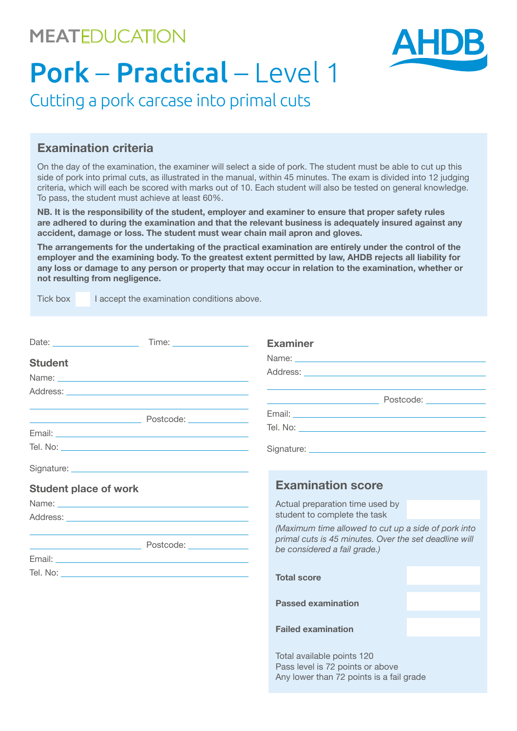MEATEDUCATION

AHDB

# Pork – Practical – Level 1

## Cutting a pork carcase into primal cuts

### Examination criteria

On the day of the examination, the examiner will select a side of pork. The student must be able to cut up this side of pork into primal cuts, as illustrated in the manual, within 45 minutes. The exam is divided into 12 judging criteria, which will each be scored with marks out of 10. Each student will also be tested on general knowledge. To pass, the student must achieve at least 60%.

**NB. It is the responsibility of the student, employer and examiner to ensure that proper safety rules are adhered to during the examination and that the relevant business is adequately insured against any accident, damage or loss. The student must wear chain mail apron and gloves.**

**The arrangements for the undertaking of the practical examination are entirely under the control of the employer and the examining body. To the greatest extent permitted by law, AHDB rejects all liability for any loss or damage to any person or property that may occur in relation to the examination, whether or not resulting from negligence.**

Tick box ☐ I accept the examination conditions above.

Date: ______________ Time: ______________

### Student

Name: ______________

Address: ______________

______________

______________ Postcode: ______________

Email: ______________

Tel. No: ______________

Signature: ______________

### Student place of work

Name: ______________

Address: ______________

______________

______________ Postcode: ______________

Email: ______________

Tel. No: ______________

### Examiner

Name: ______________

Address: ______________

______________

______________ Postcode: ______________

Email: ______________

Tel. No: ______________

Signature: ______________

### Examination score

| | |
|---|---|
| Actual preparation time used by student to complete the task | |

*(Maximum time allowed to cut up a side of pork into primal cuts is 45 minutes. Over the set deadline will be considered a fail grade.)*

| | |
|---|---|
| **Total score** | |
| **Passed examination** | |
| **Failed examination** | |

Total available points 120
Pass level is 72 points or above
Any lower than 72 points is a fail grade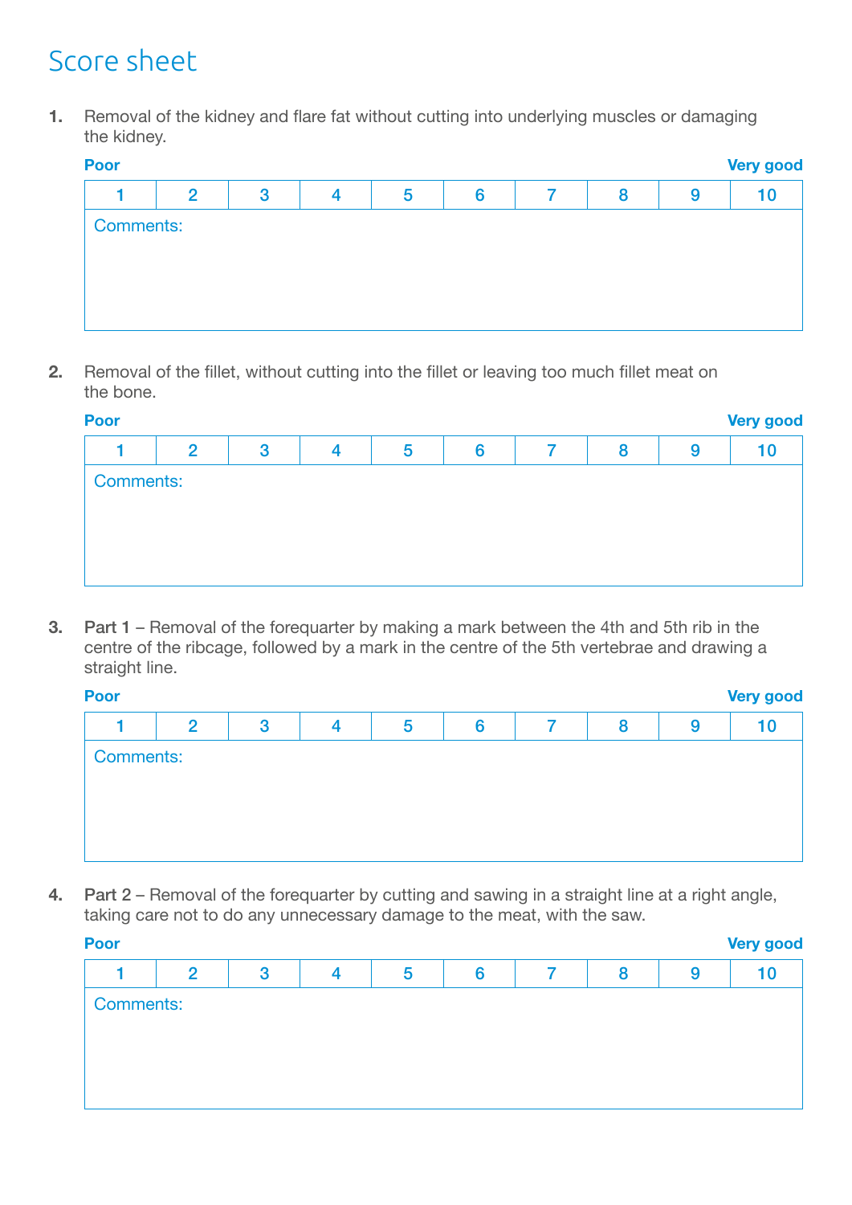# Score sheet

**1.** Removal of the kidney and flare fat without cutting into underlying muscles or damaging the kidney.

**Poor** — **Very good**

| 1 | 2 | 3 | 4 | 5 | 6 | 7 | 8 | 9 | 10 |
|---|---|---|---|---|---|---|---|---|---|
| Comments: | | | | | | | | | |

**2.** Removal of the fillet, without cutting into the fillet or leaving too much fillet meat on the bone.

**Poor** — **Very good**

| 1 | 2 | 3 | 4 | 5 | 6 | 7 | 8 | 9 | 10 |
|---|---|---|---|---|---|---|---|---|---|
| Comments: | | | | | | | | | |

**3.** **Part 1** – Removal of the forequarter by making a mark between the 4th and 5th rib in the centre of the ribcage, followed by a mark in the centre of the 5th vertebrae and drawing a straight line.

**Poor** — **Very good**

| 1 | 2 | 3 | 4 | 5 | 6 | 7 | 8 | 9 | 10 |
|---|---|---|---|---|---|---|---|---|---|
| Comments: | | | | | | | | | |

**4.** **Part 2** – Removal of the forequarter by cutting and sawing in a straight line at a right angle, taking care not to do any unnecessary damage to the meat, with the saw.

**Poor** — **Very good**

| 1 | 2 | 3 | 4 | 5 | 6 | 7 | 8 | 9 | 10 |
|---|---|---|---|---|---|---|---|---|---|
| Comments: | | | | | | | | | |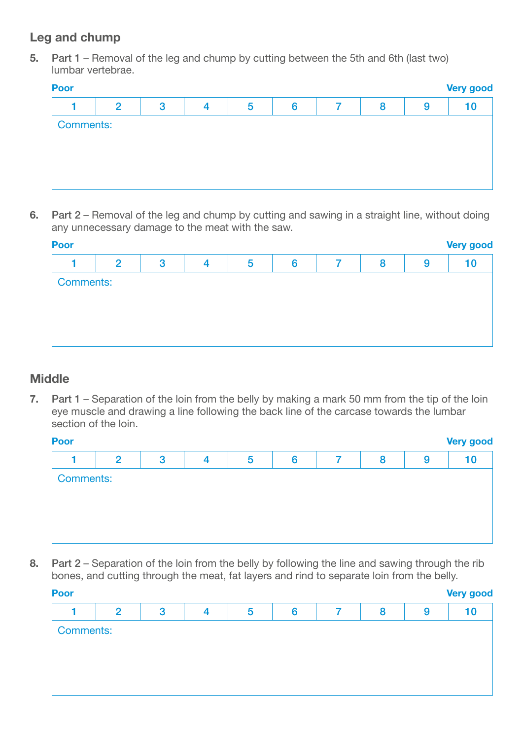## Leg and chump

5. **Part 1** – Removal of the leg and chump by cutting between the 5th and 6th (last two) lumbar vertebrae.

**Poor** … **Very good**

| 1 | 2 | 3 | 4 | 5 | 6 | 7 | 8 | 9 | 10 |
|---|---|---|---|---|---|---|---|---|---|
| Comments: | | | | | | | | | |

6. **Part 2** – Removal of the leg and chump by cutting and sawing in a straight line, without doing any unnecessary damage to the meat with the saw.

**Poor** … **Very good**

| 1 | 2 | 3 | 4 | 5 | 6 | 7 | 8 | 9 | 10 |
|---|---|---|---|---|---|---|---|---|---|
| Comments: | | | | | | | | | |

## Middle

7. **Part 1** – Separation of the loin from the belly by making a mark 50 mm from the tip of the loin eye muscle and drawing a line following the back line of the carcase towards the lumbar section of the loin.

**Poor** … **Very good**

| 1 | 2 | 3 | 4 | 5 | 6 | 7 | 8 | 9 | 10 |
|---|---|---|---|---|---|---|---|---|---|
| Comments: | | | | | | | | | |

8. **Part 2** – Separation of the loin from the belly by following the line and sawing through the rib bones, and cutting through the meat, fat layers and rind to separate loin from the belly.

**Poor** … **Very good**

| 1 | 2 | 3 | 4 | 5 | 6 | 7 | 8 | 9 | 10 |
|---|---|---|---|---|---|---|---|---|---|
| Comments: | | | | | | | | | |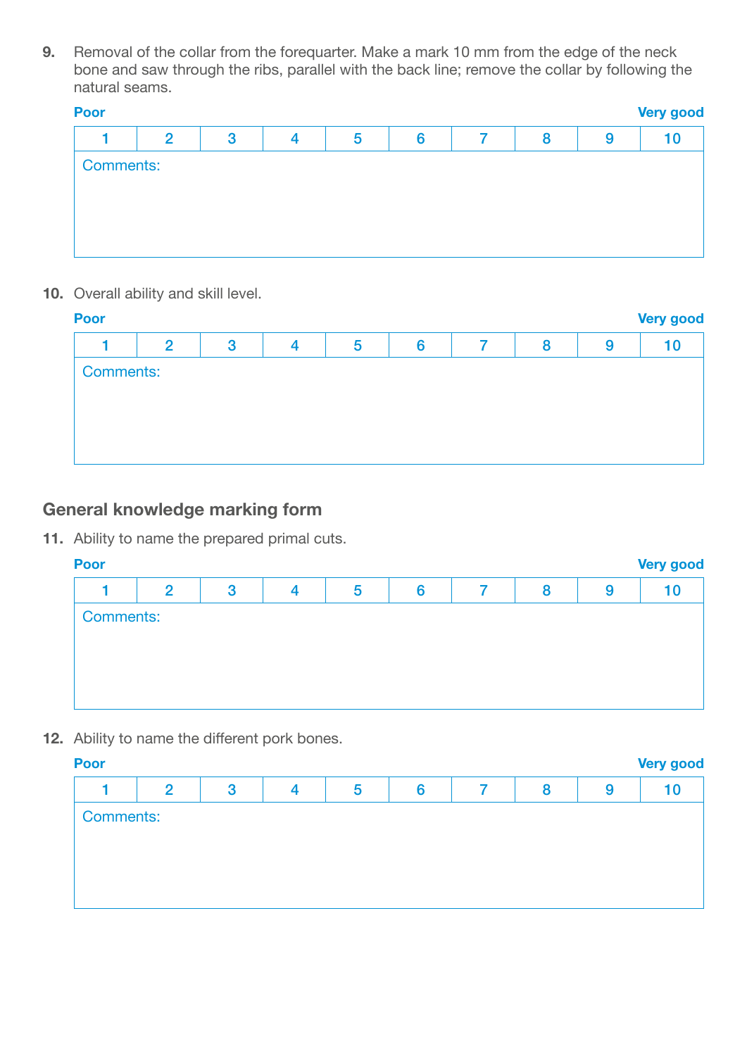9. Removal of the collar from the forequarter. Make a mark 10 mm from the edge of the neck bone and saw through the ribs, parallel with the back line; remove the collar by following the natural seams.

**Poor** **Very good**

| 1 | 2 | 3 | 4 | 5 | 6 | 7 | 8 | 9 | 10 |
|---|---|---|---|---|---|---|---|---|---|
| Comments: | | | | | | | | | |

10. Overall ability and skill level.

**Poor** **Very good**

| 1 | 2 | 3 | 4 | 5 | 6 | 7 | 8 | 9 | 10 |
|---|---|---|---|---|---|---|---|---|---|
| Comments: | | | | | | | | | |

## General knowledge marking form

11. Ability to name the prepared primal cuts.

**Poor** **Very good**

| 1 | 2 | 3 | 4 | 5 | 6 | 7 | 8 | 9 | 10 |
|---|---|---|---|---|---|---|---|---|---|
| Comments: | | | | | | | | | |

12. Ability to name the different pork bones.

**Poor** **Very good**

| 1 | 2 | 3 | 4 | 5 | 6 | 7 | 8 | 9 | 10 |
|---|---|---|---|---|---|---|---|---|---|
| Comments: | | | | | | | | | |